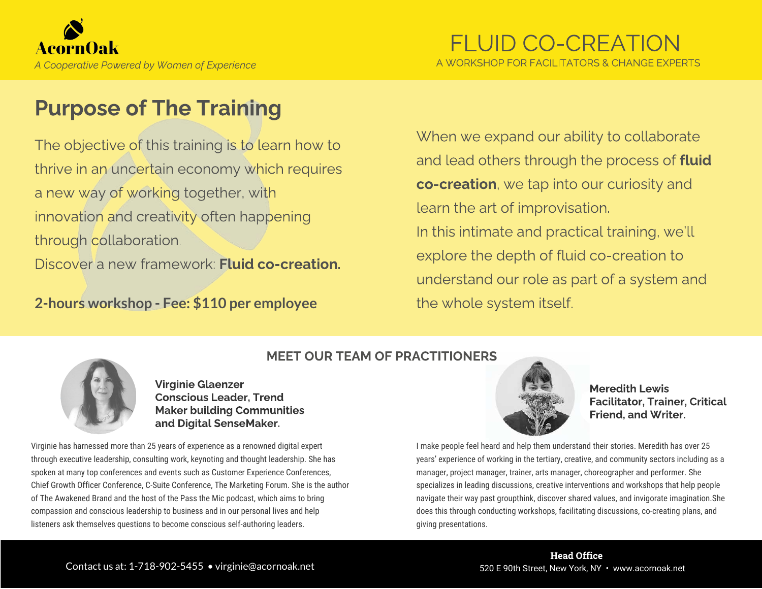AcornOak

*A Cooperative Powered by Women of Experience*

# FLUID CO-CREATION

A WORKSHOP FOR FACILITATORS & CHANGE EXPERTS

## Purpose of The Training

The objective of this training is to learn how to thrive in an uncertain economy which requires a new way of working together, with innovation and creativity often happening through collaboration.

Discover a new framework: **Fluid co-creation.**

**2-hours workshop - Fee: $110 per employee**

When we expand our ability to collaborate and lead others through the process of **fluid co-creation**, we tap into our curiosity and learn the art of improvisation.

In this intimate and practical training, we'll explore the depth of fluid co-creation to understand our role as part of a system and the whole system itself.

## MEET OUR TEAM OF PRACTITIONERS

**Virginie Glaenzer**
**Conscious Leader, Trend Maker building Communities and Digital SenseMaker.**

Virginie has harnessed more than 25 years of experience as a renowned digital expert through executive leadership, consulting work, keynoting and thought leadership. She has spoken at many top conferences and events such as Customer Experience Conferences, Chief Growth Officer Conference, C-Suite Conference, The Marketing Forum. She is the author of The Awakened Brand and the host of the Pass the Mic podcast, which aims to bring compassion and conscious leadership to business and in our personal lives and help listeners ask themselves questions to become conscious self-authoring leaders.

**Meredith Lewis**
**Facilitator, Trainer, Critical Friend, and Writer.**

I make people feel heard and help them understand their stories. Meredith has over 25 years' experience of working in the tertiary, creative, and community sectors including as a manager, project manager, trainer, arts manager, choreographer and performer. She specializes in leading discussions, creative interventions and workshops that help people navigate their way past groupthink, discover shared values, and invigorate imagination.She does this through conducting workshops, facilitating discussions, co-creating plans, and giving presentations.

Contact us at: 1-718-902-5455 • virginie@acornoak.net

**Head Office**
520 E 90th Street, New York, NY • www.acornoak.net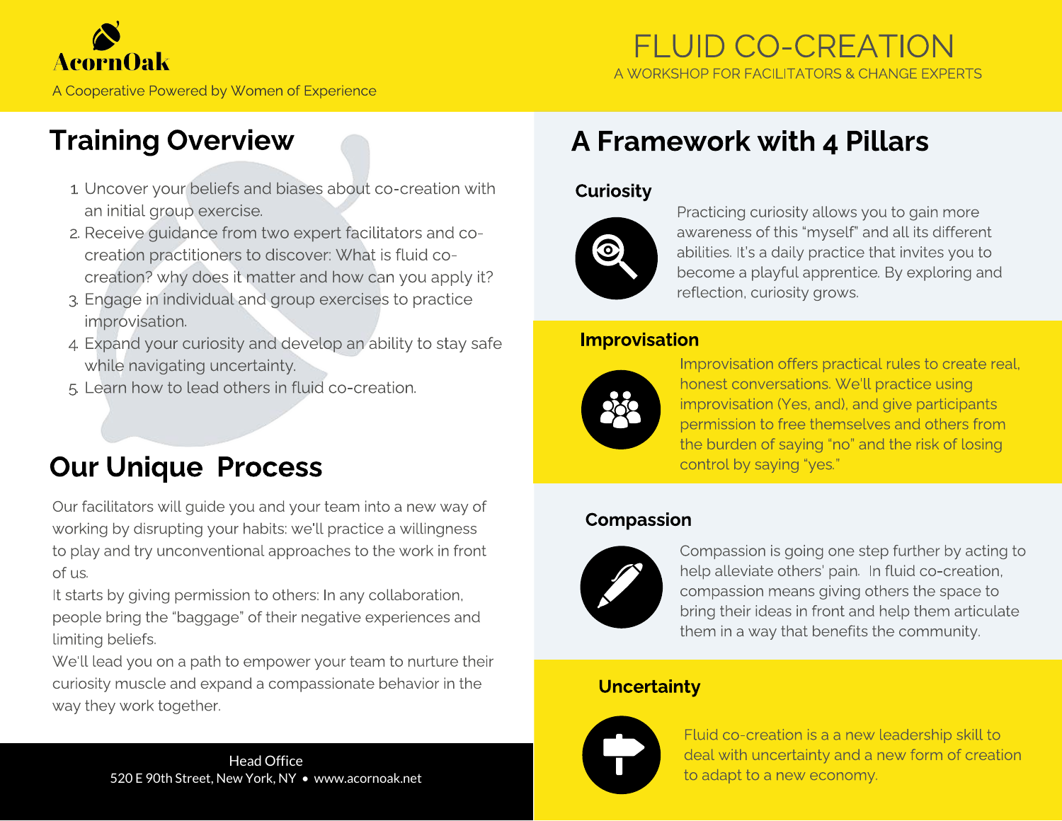AcornOak

A Cooperative Powered by Women of Experience

# FLUID CO-CREATION

A WORKSHOP FOR FACILITATORS & CHANGE EXPERTS

## Training Overview

1. Uncover your beliefs and biases about co-creation with an initial group exercise.
2. Receive guidance from two expert facilitators and co-creation practitioners to discover: What is fluid co-creation? why does it matter and how can you apply it?
3. Engage in individual and group exercises to practice improvisation.
4. Expand your curiosity and develop an ability to stay safe while navigating uncertainty.
5. Learn how to lead others in fluid co-creation.

## Our Unique  Process

Our facilitators will guide you and your team into a new way of working by disrupting your habits: we'll practice a willingness to play and try unconventional approaches to the work in front of us.

It starts by giving permission to others: In any collaboration, people bring the "baggage" of their negative experiences and limiting beliefs.

We'll lead you on a path to empower your team to nurture their curiosity muscle and expand a compassionate behavior in the way they work together.

## A Framework with 4 Pillars

### Curiosity

Practicing curiosity allows you to gain more awareness of this "myself" and all its different abilities. It's a daily practice that invites you to become a playful apprentice. By exploring and reflection, curiosity grows.

### Improvisation

Improvisation offers practical rules to create real, honest conversations. We'll practice using improvisation (Yes, and), and give participants permission to free themselves and others from the burden of saying "no" and the risk of losing control by saying "yes."

### Compassion

Compassion is going one step further by acting to help alleviate others' pain.  In fluid co-creation, compassion means giving others the space to bring their ideas in front and help them articulate them in a way that benefits the community.

### Uncertainty

Fluid co-creation is a a new leadership skill to deal with uncertainty and a new form of creation to adapt to a new economy.

Head Office

520 E 90th Street, New York, NY • www.acornoak.net